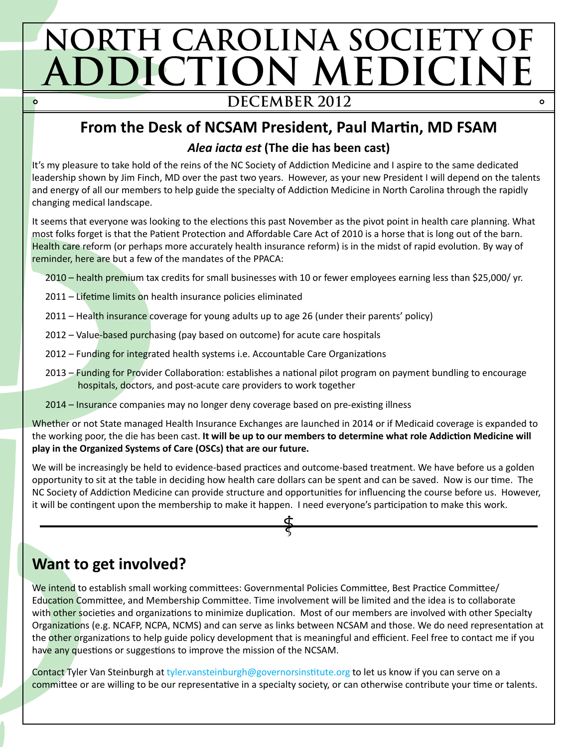# NORTH CAROLINA SOCIETY OF ADDICTION MEDICINE

**DECEMBER 2012**

## From the Desk of NCSAM President, Paul Martin, MD FSAM

### *Alea iacta est* (The die has been cast)

It's my pleasure to take hold of the reins of the NC Society of Addiction Medicine and I aspire to the same dedicated leadership shown by Jim Finch, MD over the past two years. However, as your new President I will depend on the talents and energy of all our members to help guide the specialty of Addiction Medicine in North Carolina through the rapidly changing medical landscape.

It seems that everyone was looking to the elections this past November as the pivot point in health care planning. What most folks forget is that the Patient Protection and Affordable Care Act of 2010 is a horse that is long out of the barn. Health care reform (or perhaps more accurately health insurance reform) is in the midst of rapid evolution. By way of reminder, here are but a few of the mandates of the PPACA:

- 2010 – health premium tax credits for small businesses with 10 or fewer employees earning less than $25,000/ yr.
- 2011 – Lifetime limits on health insurance policies eliminated
- 2011 – Health insurance coverage for young adults up to age 26 (under their parents' policy)
- 2012 – Value-based purchasing (pay based on outcome) for acute care hospitals
- 2012 – Funding for integrated health systems i.e. Accountable Care Organizations
- 2013 – Funding for Provider Collaboration: establishes a national pilot program on payment bundling to encourage hospitals, doctors, and post-acute care providers to work together
- 2014 – Insurance companies may no longer deny coverage based on pre-existing illness

Whether or not State managed Health Insurance Exchanges are launched in 2014 or if Medicaid coverage is expanded to the working poor, the die has been cast. **It will be up to our members to determine what role Addiction Medicine will play in the Organized Systems of Care (OSCs) that are our future.**

We will be increasingly be held to evidence-based practices and outcome-based treatment. We have before us a golden opportunity to sit at the table in deciding how health care dollars can be spent and can be saved. Now is our time. The NC Society of Addiction Medicine can provide structure and opportunities for influencing the course before us. However, it will be contingent upon the membership to make it happen. I need everyone's participation to make this work.

---

## Want to get involved?

We intend to establish small working committees: Governmental Policies Committee, Best Practice Committee/ Education Committee, and Membership Committee. Time involvement will be limited and the idea is to collaborate with other societies and organizations to minimize duplication. Most of our members are involved with other Specialty Organizations (e.g. NCAFP, NCPA, NCMS) and can serve as links between NCSAM and those. We do need representation at the other organizations to help guide policy development that is meaningful and efficient. Feel free to contact me if you have any questions or suggestions to improve the mission of the NCSAM.

Contact Tyler Van Steinburgh at tyler.vansteinburgh@governorsinstitute.org to let us know if you can serve on a committee or are willing to be our representative in a specialty society, or can otherwise contribute your time or talents.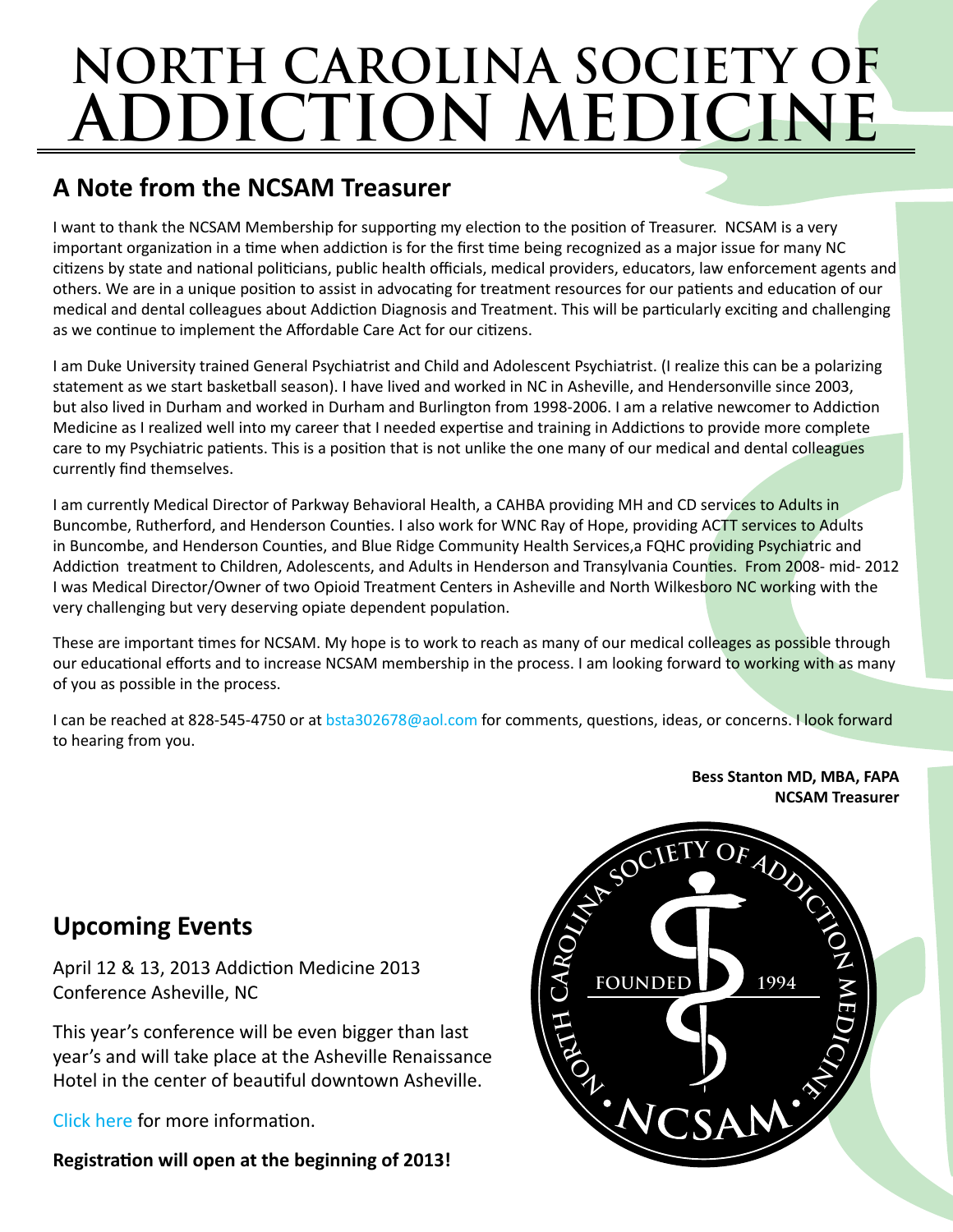# NORTH CAROLINA SOCIETY OF ADDICTION MEDICINE

## A Note from the NCSAM Treasurer

I want to thank the NCSAM Membership for supporting my election to the position of Treasurer. NCSAM is a very important organization in a time when addiction is for the first time being recognized as a major issue for many NC citizens by state and national politicians, public health officials, medical providers, educators, law enforcement agents and others. We are in a unique position to assist in advocating for treatment resources for our patients and education of our medical and dental colleagues about Addiction Diagnosis and Treatment. This will be particularly exciting and challenging as we continue to implement the Affordable Care Act for our citizens.

I am Duke University trained General Psychiatrist and Child and Adolescent Psychiatrist. (I realize this can be a polarizing statement as we start basketball season). I have lived and worked in NC in Asheville, and Hendersonville since 2003, but also lived in Durham and worked in Durham and Burlington from 1998-2006. I am a relative newcomer to Addiction Medicine as I realized well into my career that I needed expertise and training in Addictions to provide more complete care to my Psychiatric patients. This is a position that is not unlike the one many of our medical and dental colleagues currently find themselves.

I am currently Medical Director of Parkway Behavioral Health, a CAHBA providing MH and CD services to Adults in Buncombe, Rutherford, and Henderson Counties. I also work for WNC Ray of Hope, providing ACTT services to Adults in Buncombe, and Henderson Counties, and Blue Ridge Community Health Services,a FQHC providing Psychiatric and Addiction treatment to Children, Adolescents, and Adults in Henderson and Transylvania Counties. From 2008- mid- 2012 I was Medical Director/Owner of two Opioid Treatment Centers in Asheville and North Wilkesboro NC working with the very challenging but very deserving opiate dependent population.

These are important times for NCSAM. My hope is to work to reach as many of our medical colleages as possible through our educational efforts and to increase NCSAM membership in the process. I am looking forward to working with as many of you as possible in the process.

I can be reached at 828-545-4750 or at bsta302678@aol.com for comments, questions, ideas, or concerns. I look forward to hearing from you.

**Bess Stanton MD, MBA, FAPA**
**NCSAM Treasurer**

## Upcoming Events

April 12 & 13, 2013 Addiction Medicine 2013 Conference Asheville, NC

This year's conference will be even bigger than last year's and will take place at the Asheville Renaissance Hotel in the center of beautiful downtown Asheville.

Click here for more information.

**Registration will open at the beginning of 2013!**

NORTH CAROLINA SOCIETY OF ADDICTION MEDICINE
FOUNDED 1994
• NCSAM •